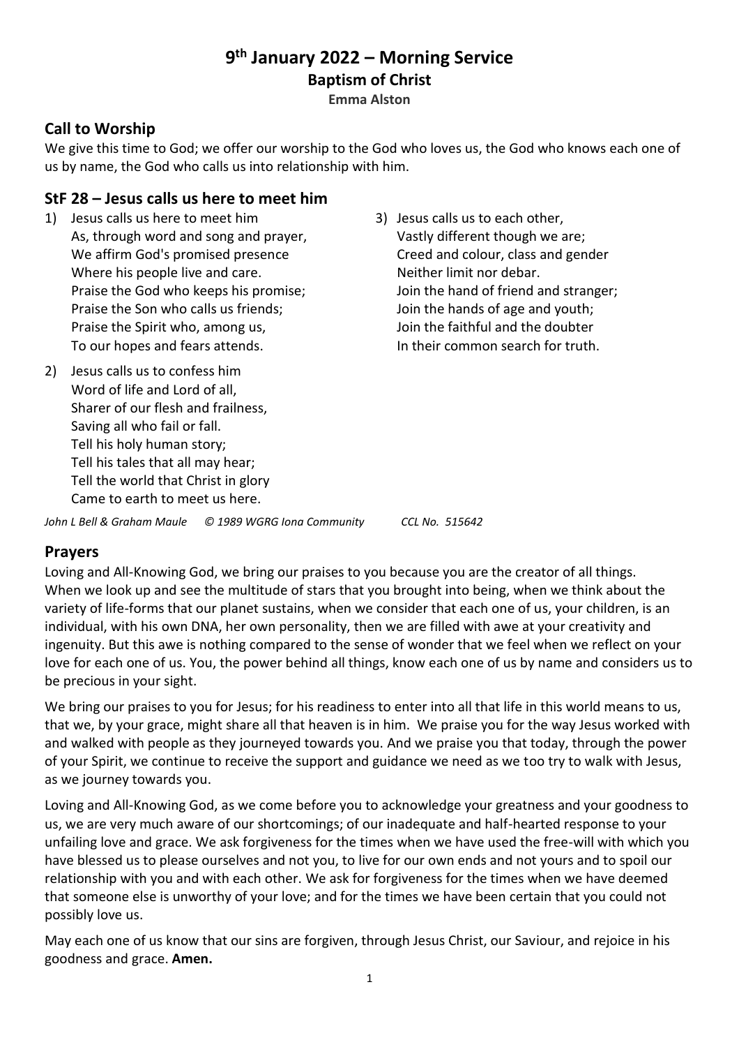# 9th January 2022 – Morning Service

## Baptism of Christ

**Emma Alston**

## Call to Worship

We give this time to God; we offer our worship to the God who loves us, the God who knows each one of us by name, the God who calls us into relationship with him.

## StF 28 – Jesus calls us here to meet him

1) Jesus calls us here to meet him
As, through word and song and prayer,
We affirm God's promised presence
Where his people live and care.
Praise the God who keeps his promise;
Praise the Son who calls us friends;
Praise the Spirit who, among us,
To our hopes and fears attends.

2) Jesus calls us to confess him
Word of life and Lord of all,
Sharer of our flesh and frailness,
Saving all who fail or fall.
Tell his holy human story;
Tell his tales that all may hear;
Tell the world that Christ in glory
Came to earth to meet us here.

3) Jesus calls us to each other,
Vastly different though we are;
Creed and colour, class and gender
Neither limit nor debar.
Join the hand of friend and stranger;
Join the hands of age and youth;
Join the faithful and the doubter
In their common search for truth.

*John L Bell & Graham Maule © 1989 WGRG Iona Community CCL No. 515642*

## Prayers

Loving and All-Knowing God, we bring our praises to you because you are the creator of all things. When we look up and see the multitude of stars that you brought into being, when we think about the variety of life-forms that our planet sustains, when we consider that each one of us, your children, is an individual, with his own DNA, her own personality, then we are filled with awe at your creativity and ingenuity. But this awe is nothing compared to the sense of wonder that we feel when we reflect on your love for each one of us. You, the power behind all things, know each one of us by name and considers us to be precious in your sight.

We bring our praises to you for Jesus; for his readiness to enter into all that life in this world means to us, that we, by your grace, might share all that heaven is in him. We praise you for the way Jesus worked with and walked with people as they journeyed towards you. And we praise you that today, through the power of your Spirit, we continue to receive the support and guidance we need as we too try to walk with Jesus, as we journey towards you.

Loving and All-Knowing God, as we come before you to acknowledge your greatness and your goodness to us, we are very much aware of our shortcomings; of our inadequate and half-hearted response to your unfailing love and grace. We ask forgiveness for the times when we have used the free-will with which you have blessed us to please ourselves and not you, to live for our own ends and not yours and to spoil our relationship with you and with each other. We ask for forgiveness for the times when we have deemed that someone else is unworthy of your love; and for the times we have been certain that you could not possibly love us.

May each one of us know that our sins are forgiven, through Jesus Christ, our Saviour, and rejoice in his goodness and grace. **Amen.**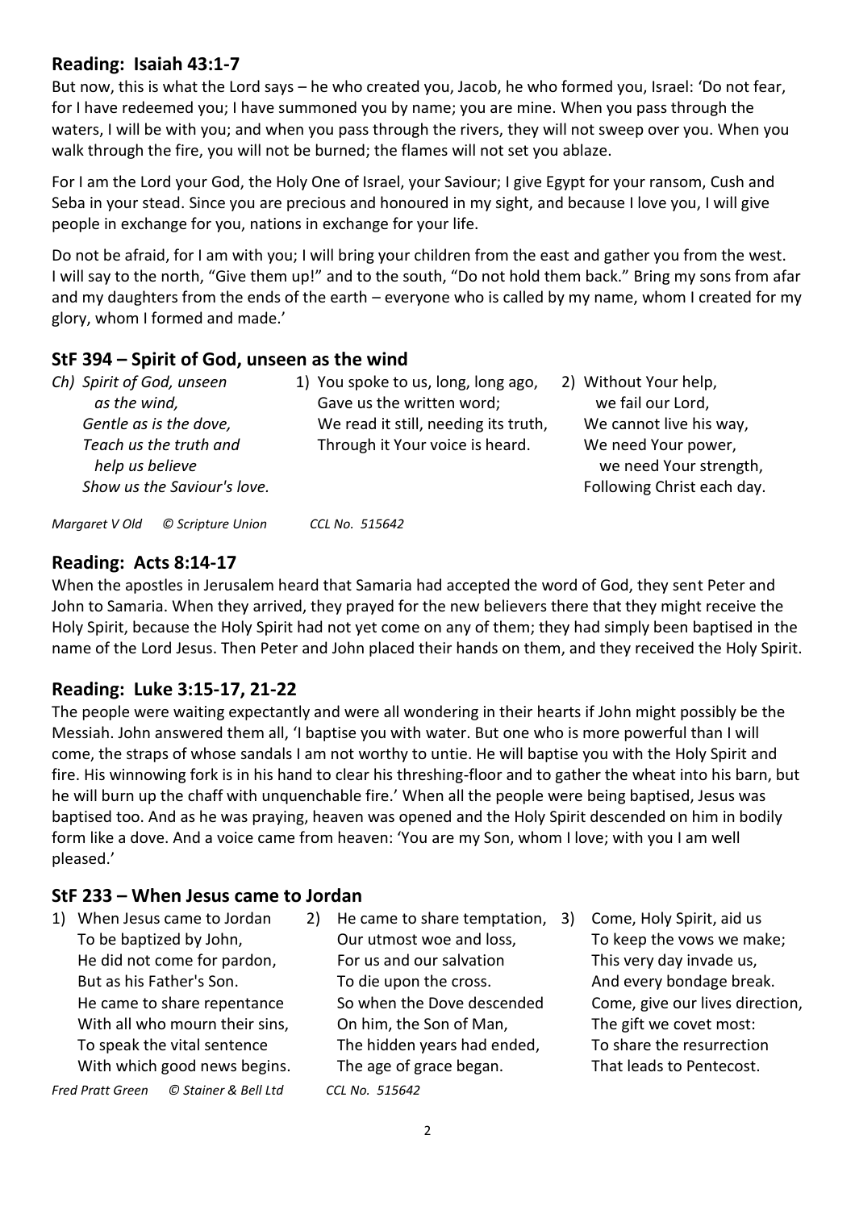## Reading: Isaiah 43:1-7

But now, this is what the Lord says – he who created you, Jacob, he who formed you, Israel: 'Do not fear, for I have redeemed you; I have summoned you by name; you are mine. When you pass through the waters, I will be with you; and when you pass through the rivers, they will not sweep over you. When you walk through the fire, you will not be burned; the flames will not set you ablaze.

For I am the Lord your God, the Holy One of Israel, your Saviour; I give Egypt for your ransom, Cush and Seba in your stead. Since you are precious and honoured in my sight, and because I love you, I will give people in exchange for you, nations in exchange for your life.

Do not be afraid, for I am with you; I will bring your children from the east and gather you from the west. I will say to the north, "Give them up!" and to the south, "Do not hold them back." Bring my sons from afar and my daughters from the ends of the earth – everyone who is called by my name, whom I created for my glory, whom I formed and made.'

## StF 394 – Spirit of God, unseen as the wind

*Ch) Spirit of God, unseen*
*as the wind,*
*Gentle as is the dove,*
*Teach us the truth and*
*help us believe*
*Show us the Saviour's love.*

1) You spoke to us, long, long ago,
Gave us the written word;
We read it still, needing its truth,
Through it Your voice is heard.

2) Without Your help,
we fail our Lord,
We cannot live his way,
We need Your power,
we need Your strength,
Following Christ each day.

*Margaret V Old © Scripture Union CCL No. 515642*

## Reading: Acts 8:14-17

When the apostles in Jerusalem heard that Samaria had accepted the word of God, they sent Peter and John to Samaria. When they arrived, they prayed for the new believers there that they might receive the Holy Spirit, because the Holy Spirit had not yet come on any of them; they had simply been baptised in the name of the Lord Jesus. Then Peter and John placed their hands on them, and they received the Holy Spirit.

## Reading: Luke 3:15-17, 21-22

The people were waiting expectantly and were all wondering in their hearts if John might possibly be the Messiah. John answered them all, 'I baptise you with water. But one who is more powerful than I will come, the straps of whose sandals I am not worthy to untie. He will baptise you with the Holy Spirit and fire. His winnowing fork is in his hand to clear his threshing-floor and to gather the wheat into his barn, but he will burn up the chaff with unquenchable fire.' When all the people were being baptised, Jesus was baptised too. And as he was praying, heaven was opened and the Holy Spirit descended on him in bodily form like a dove. And a voice came from heaven: 'You are my Son, whom I love; with you I am well pleased.'

## StF 233 – When Jesus came to Jordan

1) When Jesus came to Jordan
To be baptized by John,
He did not come for pardon,
But as his Father's Son.
He came to share repentance
With all who mourn their sins,
To speak the vital sentence
With which good news begins.

2) He came to share temptation,
Our utmost woe and loss,
For us and our salvation
To die upon the cross.
So when the Dove descended
On him, the Son of Man,
The hidden years had ended,
The age of grace began.

3) Come, Holy Spirit, aid us
To keep the vows we make;
This very day invade us,
And every bondage break.
Come, give our lives direction,
The gift we covet most:
To share the resurrection
That leads to Pentecost.

*Fred Pratt Green © Stainer & Bell Ltd CCL No. 515642*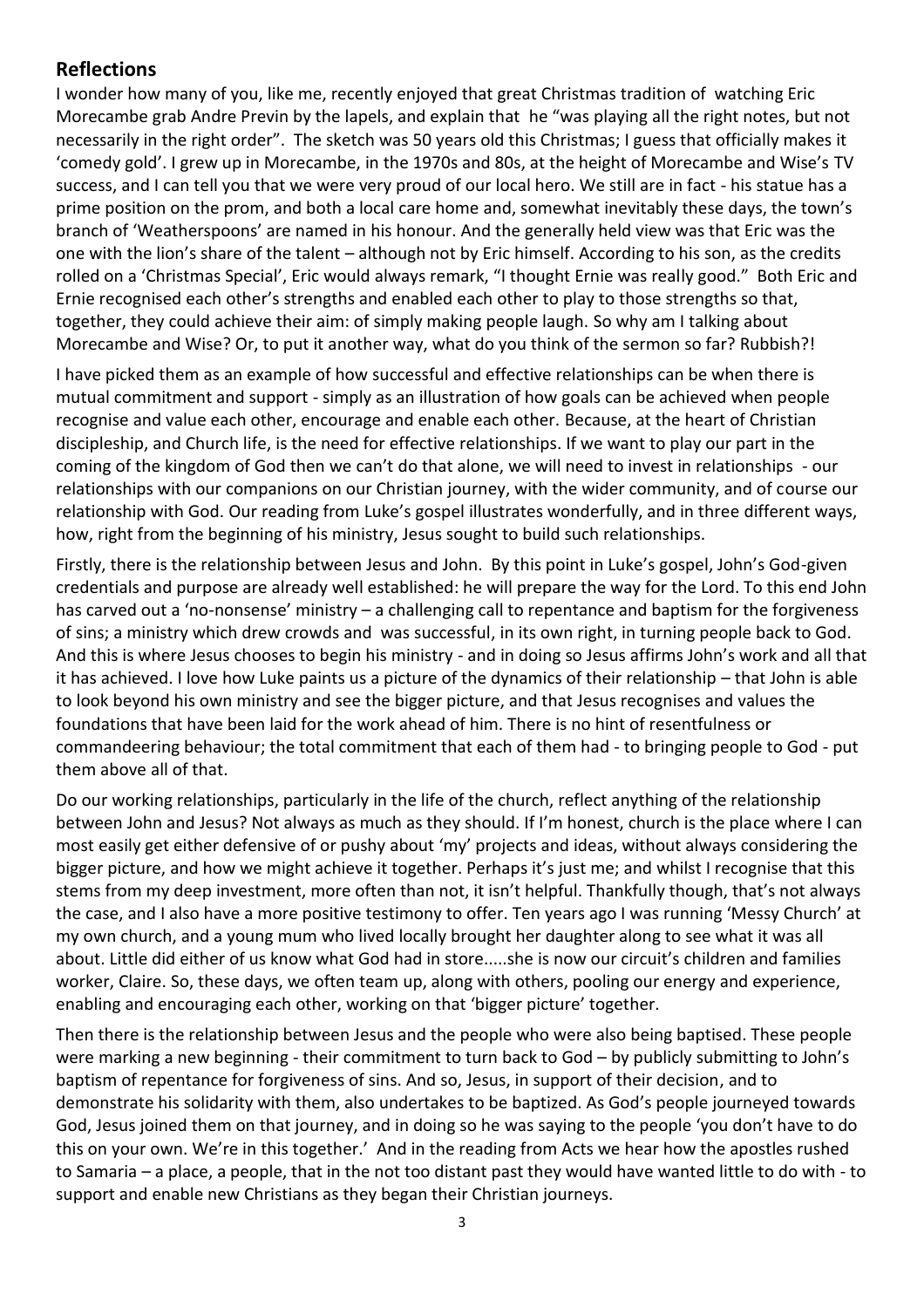## Reflections

I wonder how many of you, like me, recently enjoyed that great Christmas tradition of watching Eric Morecambe grab Andre Previn by the lapels, and explain that he "was playing all the right notes, but not necessarily in the right order". The sketch was 50 years old this Christmas; I guess that officially makes it 'comedy gold'. I grew up in Morecambe, in the 1970s and 80s, at the height of Morecambe and Wise's TV success, and I can tell you that we were very proud of our local hero. We still are in fact - his statue has a prime position on the prom, and both a local care home and, somewhat inevitably these days, the town's branch of 'Weatherspoons' are named in his honour. And the generally held view was that Eric was the one with the lion's share of the talent – although not by Eric himself. According to his son, as the credits rolled on a 'Christmas Special', Eric would always remark, "I thought Ernie was really good." Both Eric and Ernie recognised each other's strengths and enabled each other to play to those strengths so that, together, they could achieve their aim: of simply making people laugh. So why am I talking about Morecambe and Wise? Or, to put it another way, what do you think of the sermon so far? Rubbish?!

I have picked them as an example of how successful and effective relationships can be when there is mutual commitment and support - simply as an illustration of how goals can be achieved when people recognise and value each other, encourage and enable each other. Because, at the heart of Christian discipleship, and Church life, is the need for effective relationships. If we want to play our part in the coming of the kingdom of God then we can't do that alone, we will need to invest in relationships - our relationships with our companions on our Christian journey, with the wider community, and of course our relationship with God. Our reading from Luke's gospel illustrates wonderfully, and in three different ways, how, right from the beginning of his ministry, Jesus sought to build such relationships.

Firstly, there is the relationship between Jesus and John. By this point in Luke's gospel, John's God-given credentials and purpose are already well established: he will prepare the way for the Lord. To this end John has carved out a 'no-nonsense' ministry – a challenging call to repentance and baptism for the forgiveness of sins; a ministry which drew crowds and was successful, in its own right, in turning people back to God. And this is where Jesus chooses to begin his ministry - and in doing so Jesus affirms John's work and all that it has achieved. I love how Luke paints us a picture of the dynamics of their relationship – that John is able to look beyond his own ministry and see the bigger picture, and that Jesus recognises and values the foundations that have been laid for the work ahead of him. There is no hint of resentfulness or commandeering behaviour; the total commitment that each of them had - to bringing people to God - put them above all of that.

Do our working relationships, particularly in the life of the church, reflect anything of the relationship between John and Jesus? Not always as much as they should. If I'm honest, church is the place where I can most easily get either defensive of or pushy about 'my' projects and ideas, without always considering the bigger picture, and how we might achieve it together. Perhaps it's just me; and whilst I recognise that this stems from my deep investment, more often than not, it isn't helpful. Thankfully though, that's not always the case, and I also have a more positive testimony to offer. Ten years ago I was running 'Messy Church' at my own church, and a young mum who lived locally brought her daughter along to see what it was all about. Little did either of us know what God had in store.....she is now our circuit's children and families worker, Claire. So, these days, we often team up, along with others, pooling our energy and experience, enabling and encouraging each other, working on that 'bigger picture' together.

Then there is the relationship between Jesus and the people who were also being baptised. These people were marking a new beginning - their commitment to turn back to God – by publicly submitting to John's baptism of repentance for forgiveness of sins. And so, Jesus, in support of their decision, and to demonstrate his solidarity with them, also undertakes to be baptized. As God's people journeyed towards God, Jesus joined them on that journey, and in doing so he was saying to the people 'you don't have to do this on your own. We're in this together.' And in the reading from Acts we hear how the apostles rushed to Samaria – a place, a people, that in the not too distant past they would have wanted little to do with - to support and enable new Christians as they began their Christian journeys.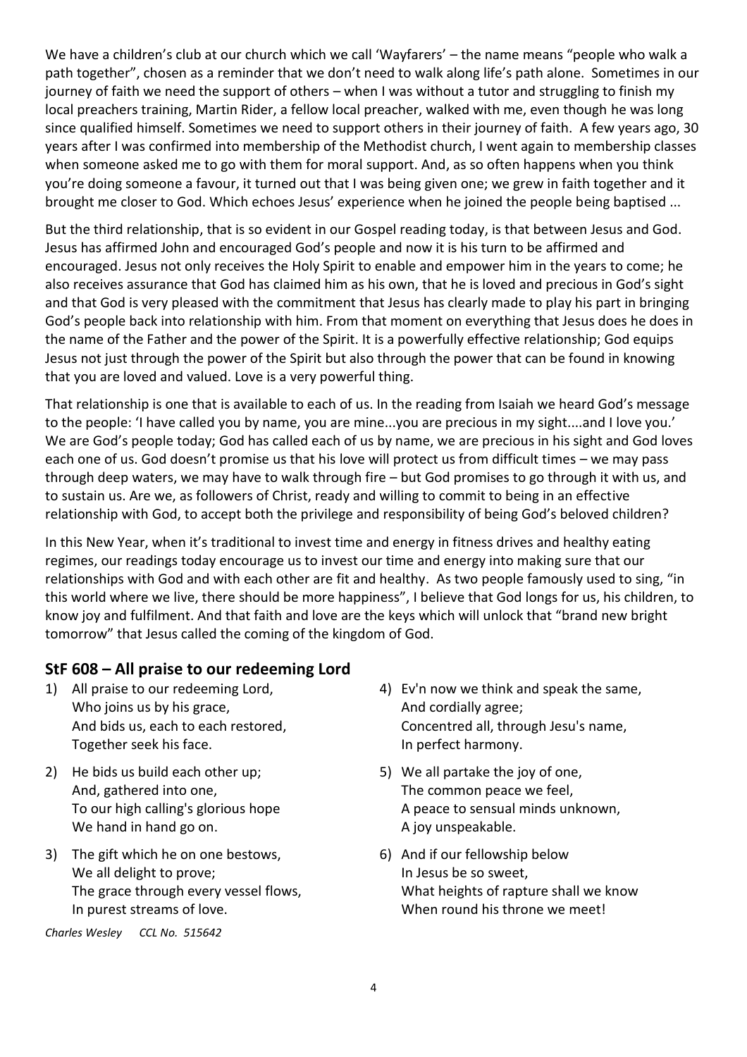We have a children's club at our church which we call 'Wayfarers' – the name means "people who walk a path together", chosen as a reminder that we don't need to walk along life's path alone. Sometimes in our journey of faith we need the support of others – when I was without a tutor and struggling to finish my local preachers training, Martin Rider, a fellow local preacher, walked with me, even though he was long since qualified himself. Sometimes we need to support others in their journey of faith. A few years ago, 30 years after I was confirmed into membership of the Methodist church, I went again to membership classes when someone asked me to go with them for moral support. And, as so often happens when you think you're doing someone a favour, it turned out that I was being given one; we grew in faith together and it brought me closer to God. Which echoes Jesus' experience when he joined the people being baptised ...

But the third relationship, that is so evident in our Gospel reading today, is that between Jesus and God. Jesus has affirmed John and encouraged God's people and now it is his turn to be affirmed and encouraged. Jesus not only receives the Holy Spirit to enable and empower him in the years to come; he also receives assurance that God has claimed him as his own, that he is loved and precious in God's sight and that God is very pleased with the commitment that Jesus has clearly made to play his part in bringing God's people back into relationship with him. From that moment on everything that Jesus does he does in the name of the Father and the power of the Spirit. It is a powerfully effective relationship; God equips Jesus not just through the power of the Spirit but also through the power that can be found in knowing that you are loved and valued. Love is a very powerful thing.

That relationship is one that is available to each of us. In the reading from Isaiah we heard God's message to the people: 'I have called you by name, you are mine...you are precious in my sight....and I love you.' We are God's people today; God has called each of us by name, we are precious in his sight and God loves each one of us. God doesn't promise us that his love will protect us from difficult times – we may pass through deep waters, we may have to walk through fire – but God promises to go through it with us, and to sustain us. Are we, as followers of Christ, ready and willing to commit to being in an effective relationship with God, to accept both the privilege and responsibility of being God's beloved children?

In this New Year, when it's traditional to invest time and energy in fitness drives and healthy eating regimes, our readings today encourage us to invest our time and energy into making sure that our relationships with God and with each other are fit and healthy. As two people famously used to sing, "in this world where we live, there should be more happiness", I believe that God longs for us, his children, to know joy and fulfilment. And that faith and love are the keys which will unlock that "brand new bright tomorrow" that Jesus called the coming of the kingdom of God.

## StF 608 – All praise to our redeeming Lord

1) All praise to our redeeming Lord,
   Who joins us by his grace,
   And bids us, each to each restored,
   Together seek his face.

2) He bids us build each other up;
   And, gathered into one,
   To our high calling's glorious hope
   We hand in hand go on.

3) The gift which he on one bestows,
   We all delight to prove;
   The grace through every vessel flows,
   In purest streams of love.

4) Ev'n now we think and speak the same,
   And cordially agree;
   Concentred all, through Jesu's name,
   In perfect harmony.

5) We all partake the joy of one,
   The common peace we feel,
   A peace to sensual minds unknown,
   A joy unspeakable.

6) And if our fellowship below
   In Jesus be so sweet,
   What heights of rapture shall we know
   When round his throne we meet!

*Charles Wesley CCL No. 515642*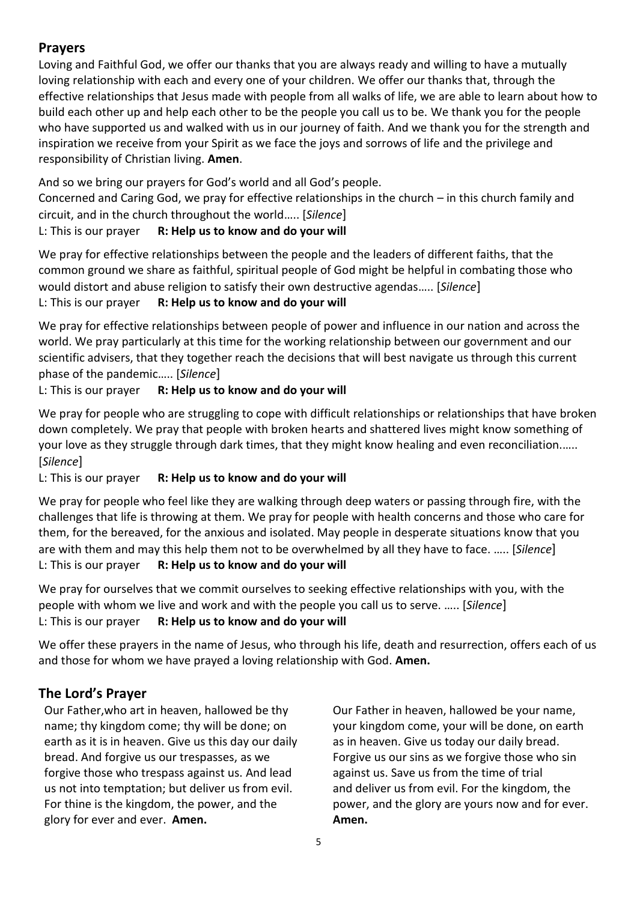## Prayers

Loving and Faithful God, we offer our thanks that you are always ready and willing to have a mutually loving relationship with each and every one of your children. We offer our thanks that, through the effective relationships that Jesus made with people from all walks of life, we are able to learn about how to build each other up and help each other to be the people you call us to be. We thank you for the people who have supported us and walked with us in our journey of faith. And we thank you for the strength and inspiration we receive from your Spirit as we face the joys and sorrows of life and the privilege and responsibility of Christian living. **Amen**.

And so we bring our prayers for God's world and all God's people.
Concerned and Caring God, we pray for effective relationships in the church – in this church family and circuit, and in the church throughout the world….. [*Silence*]
L: This is our prayer **R: Help us to know and do your will**

We pray for effective relationships between the people and the leaders of different faiths, that the common ground we share as faithful, spiritual people of God might be helpful in combating those who would distort and abuse religion to satisfy their own destructive agendas….. [*Silence*]
L: This is our prayer **R: Help us to know and do your will**

We pray for effective relationships between people of power and influence in our nation and across the world. We pray particularly at this time for the working relationship between our government and our scientific advisers, that they together reach the decisions that will best navigate us through this current phase of the pandemic….. [*Silence*]
L: This is our prayer **R: Help us to know and do your will**

We pray for people who are struggling to cope with difficult relationships or relationships that have broken down completely. We pray that people with broken hearts and shattered lives might know something of your love as they struggle through dark times, that they might know healing and even reconciliation.….. [*Silence*]
L: This is our prayer **R: Help us to know and do your will**

We pray for people who feel like they are walking through deep waters or passing through fire, with the challenges that life is throwing at them. We pray for people with health concerns and those who care for them, for the bereaved, for the anxious and isolated. May people in desperate situations know that you are with them and may this help them not to be overwhelmed by all they have to face. ….. [*Silence*]
L: This is our prayer **R: Help us to know and do your will**

We pray for ourselves that we commit ourselves to seeking effective relationships with you, with the people with whom we live and work and with the people you call us to serve. ….. [*Silence*]
L: This is our prayer **R: Help us to know and do your will**

We offer these prayers in the name of Jesus, who through his life, death and resurrection, offers each of us and those for whom we have prayed a loving relationship with God. **Amen.**

## The Lord's Prayer

Our Father,who art in heaven, hallowed be thy name; thy kingdom come; thy will be done; on earth as it is in heaven. Give us this day our daily bread. And forgive us our trespasses, as we forgive those who trespass against us. And lead us not into temptation; but deliver us from evil. For thine is the kingdom, the power, and the glory for ever and ever. **Amen.**

Our Father in heaven, hallowed be your name, your kingdom come, your will be done, on earth as in heaven. Give us today our daily bread. Forgive us our sins as we forgive those who sin against us. Save us from the time of trial and deliver us from evil. For the kingdom, the power, and the glory are yours now and for ever. **Amen.**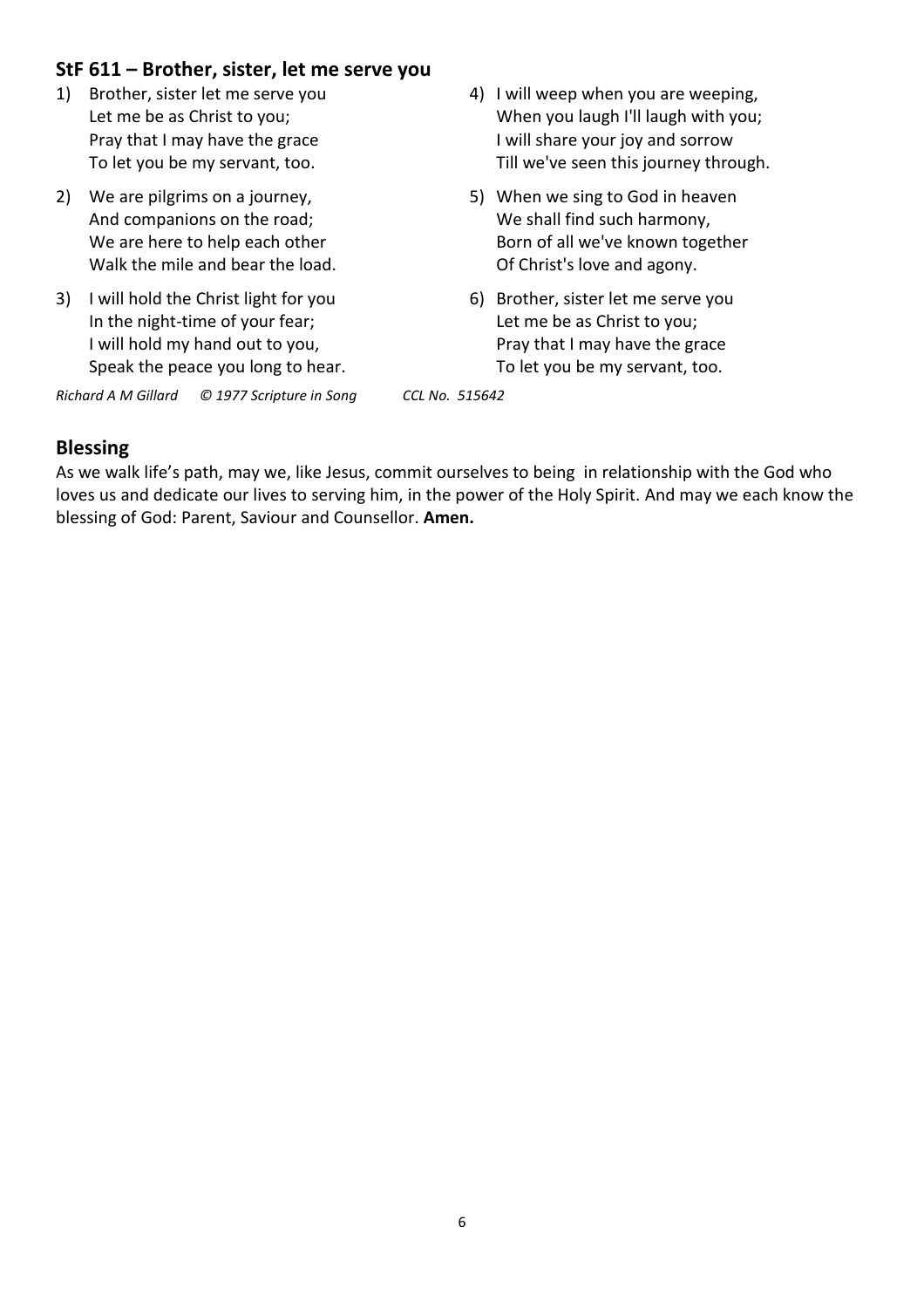## StF 611 – Brother, sister, let me serve you

1) Brother, sister let me serve you
   Let me be as Christ to you;
   Pray that I may have the grace
   To let you be my servant, too.

2) We are pilgrims on a journey,
   And companions on the road;
   We are here to help each other
   Walk the mile and bear the load.

3) I will hold the Christ light for you
   In the night-time of your fear;
   I will hold my hand out to you,
   Speak the peace you long to hear.

4) I will weep when you are weeping,
   When you laugh I'll laugh with you;
   I will share your joy and sorrow
   Till we've seen this journey through.

5) When we sing to God in heaven
   We shall find such harmony,
   Born of all we've known together
   Of Christ's love and agony.

6) Brother, sister let me serve you
   Let me be as Christ to you;
   Pray that I may have the grace
   To let you be my servant, too.

*Richard A M Gillard © 1977 Scripture in Song CCL No. 515642*

## Blessing

As we walk life's path, may we, like Jesus, commit ourselves to being in relationship with the God who loves us and dedicate our lives to serving him, in the power of the Holy Spirit. And may we each know the blessing of God: Parent, Saviour and Counsellor. **Amen.**